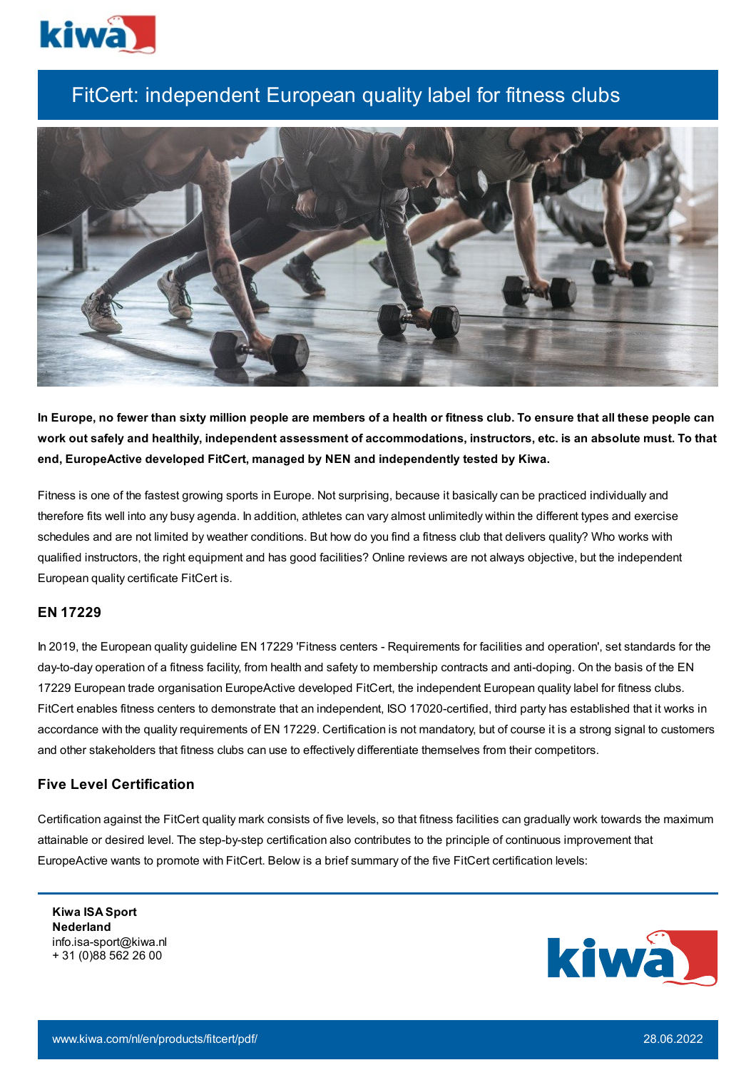# FitCert: independent European quality label for fitness clubs

**In Europe, no fewer than sixty million people are members of a health or fitness club. To ensure that all these people can work out safely and healthily, independent assessment of accommodations, instructors, etc. is an absolute must. To that end, EuropeActive developed FitCert, managed by NEN and independently tested by Kiwa.**

Fitness is one of the fastest growing sports in Europe. Not surprising, because it basically can be practiced individually and therefore fits well into any busy agenda. In addition, athletes can vary almost unlimitedly within the different types and exercise schedules and are not limited by weather conditions. But how do you find a fitness club that delivers quality? Who works with qualified instructors, the right equipment and has good facilities? Online reviews are not always objective, but the independent European quality certificate FitCert is.

## EN 17229

In 2019, the European quality guideline EN 17229 'Fitness centers - Requirements for facilities and operation', set standards for the day-to-day operation of a fitness facility, from health and safety to membership contracts and anti-doping. On the basis of the EN 17229 European trade organisation EuropeActive developed FitCert, the independent European quality label for fitness clubs. FitCert enables fitness centers to demonstrate that an independent, ISO 17020-certified, third party has established that it works in accordance with the quality requirements of EN 17229. Certification is not mandatory, but of course it is a strong signal to customers and other stakeholders that fitness clubs can use to effectively differentiate themselves from their competitors.

## Five Level Certification

Certification against the FitCert quality mark consists of five levels, so that fitness facilities can gradually work towards the maximum attainable or desired level. The step-by-step certification also contributes to the principle of continuous improvement that EuropeActive wants to promote with FitCert. Below is a brief summary of the five FitCert certification levels:

**Kiwa ISA Sport**
**Nederland**
info.isa-sport@kiwa.nl
+ 31 (0)88 562 26 00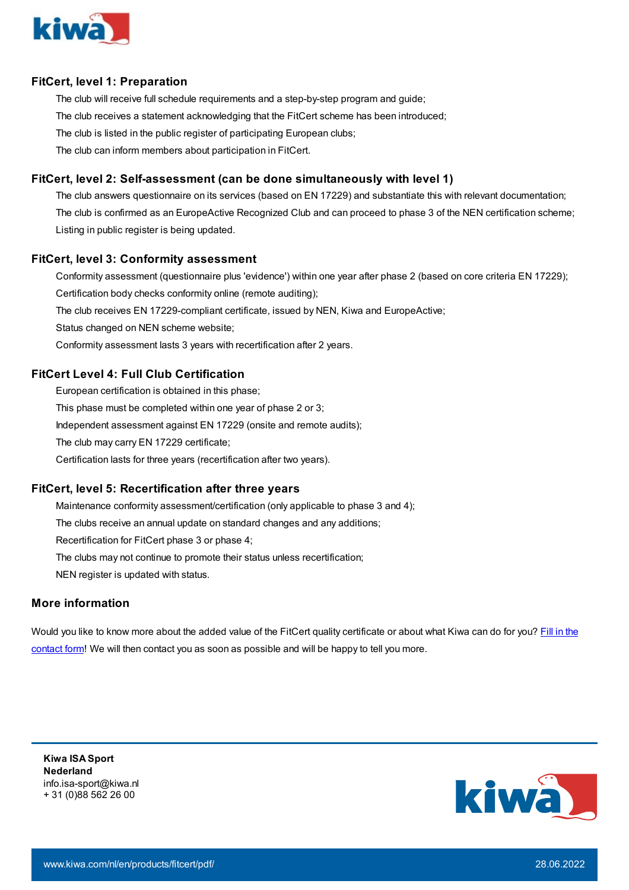## FitCert, level 1: Preparation

The club will receive full schedule requirements and a step-by-step program and guide;

The club receives a statement acknowledging that the FitCert scheme has been introduced;

The club is listed in the public register of participating European clubs;

The club can inform members about participation in FitCert.

## FitCert, level 2: Self-assessment (can be done simultaneously with level 1)

The club answers questionnaire on its services (based on EN 17229) and substantiate this with relevant documentation;

The club is confirmed as an EuropeActive Recognized Club and can proceed to phase 3 of the NEN certification scheme;

Listing in public register is being updated.

## FitCert, level 3: Conformity assessment

Conformity assessment (questionnaire plus 'evidence') within one year after phase 2 (based on core criteria EN 17229);

Certification body checks conformity online (remote auditing);

The club receives EN 17229-compliant certificate, issued by NEN, Kiwa and EuropeActive;

Status changed on NEN scheme website;

Conformity assessment lasts 3 years with recertification after 2 years.

## FitCert Level 4: Full Club Certification

European certification is obtained in this phase;

This phase must be completed within one year of phase 2 or 3;

Independent assessment against EN 17229 (onsite and remote audits);

The club may carry EN 17229 certificate;

Certification lasts for three years (recertification after two years).

## FitCert, level 5: Recertification after three years

Maintenance conformity assessment/certification (only applicable to phase 3 and 4);

The clubs receive an annual update on standard changes and any additions;

Recertification for FitCert phase 3 or phase 4;

The clubs may not continue to promote their status unless recertification;

NEN register is updated with status.

## More information

Would you like to know more about the added value of the FitCert quality certificate or about what Kiwa can do for you? Fill in the contact form! We will then contact you as soon as possible and will be happy to tell you more.

**Kiwa ISA Sport**
**Nederland**
info.isa-sport@kiwa.nl
+ 31 (0)88 562 26 00